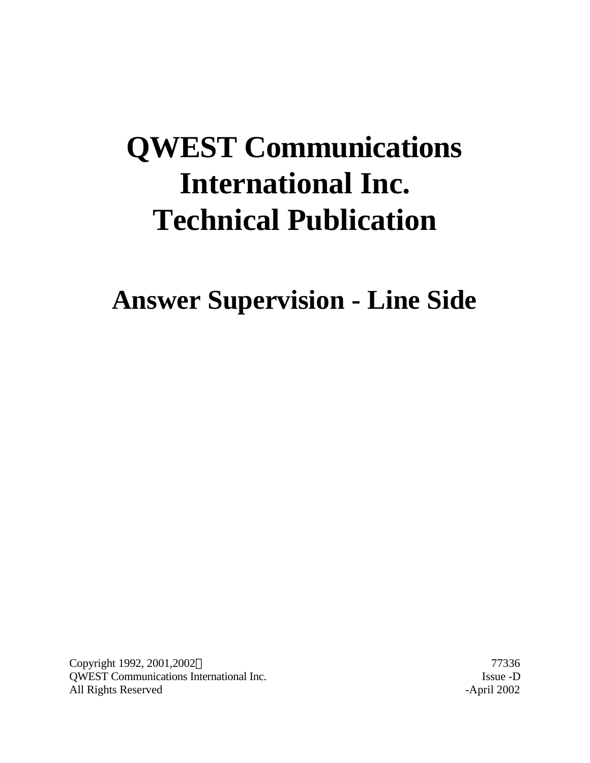# QWEST Communications International Inc. Technical Publication

## Answer Supervision - Line Side

Copyright 1992, 2001,2002©
QWEST Communications International Inc.
All Rights Reserved

77336
Issue -D
-April 2002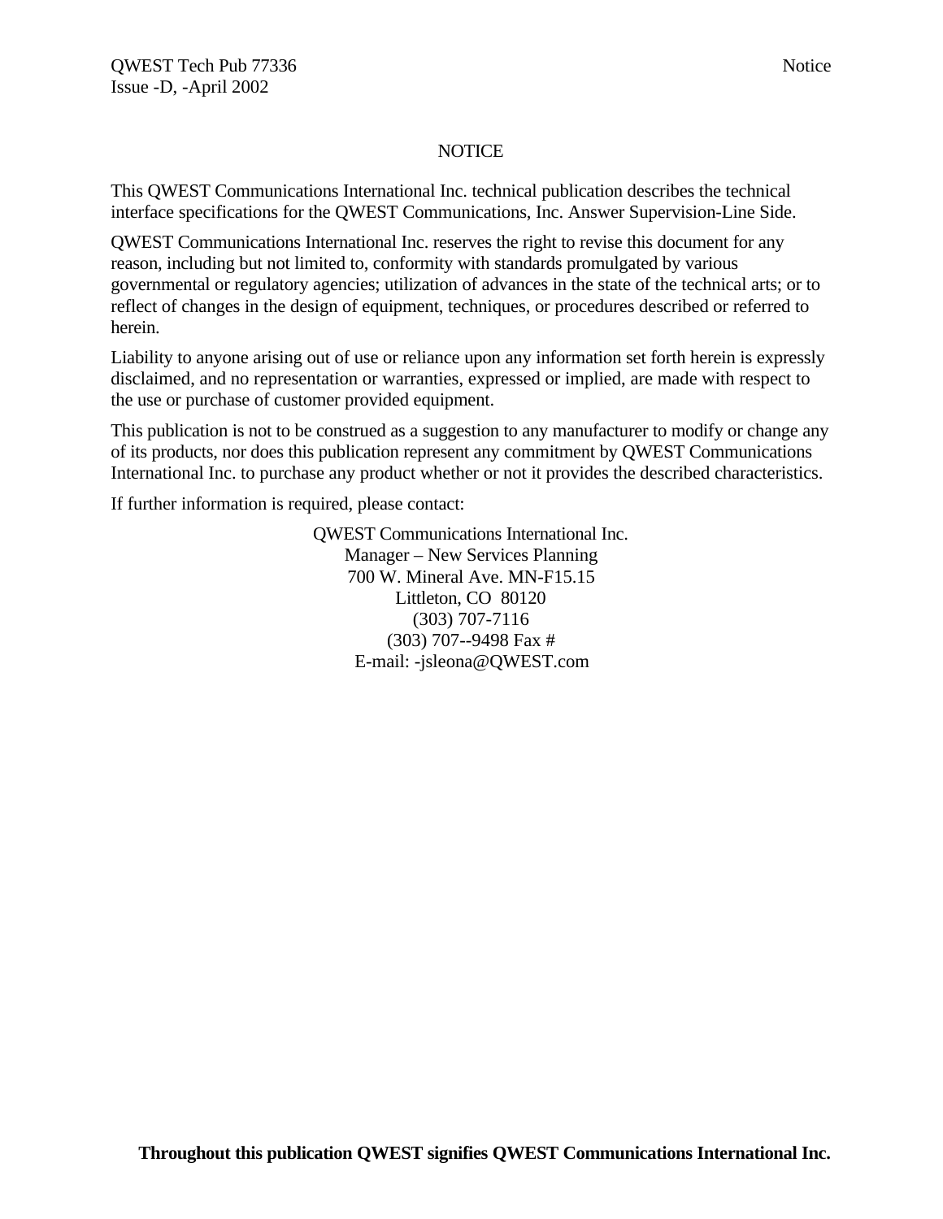# NOTICE

This QWEST Communications International Inc. technical publication describes the technical interface specifications for the QWEST Communications, Inc. Answer Supervision-Line Side.

QWEST Communications International Inc. reserves the right to revise this document for any reason, including but not limited to, conformity with standards promulgated by various governmental or regulatory agencies; utilization of advances in the state of the technical arts; or to reflect of changes in the design of equipment, techniques, or procedures described or referred to herein.

Liability to anyone arising out of use or reliance upon any information set forth herein is expressly disclaimed, and no representation or warranties, expressed or implied, are made with respect to the use or purchase of customer provided equipment.

This publication is not to be construed as a suggestion to any manufacturer to modify or change any of its products, nor does this publication represent any commitment by QWEST Communications International Inc. to purchase any product whether or not it provides the described characteristics.

If further information is required, please contact:

QWEST Communications International Inc.
Manager – New Services Planning
700 W. Mineral Ave. MN-F15.15
Littleton, CO 80120
(303) 707-7116
(303) 707--9498 Fax #
E-mail: -jsleona@QWEST.com

**Throughout this publication QWEST signifies QWEST Communications International Inc.**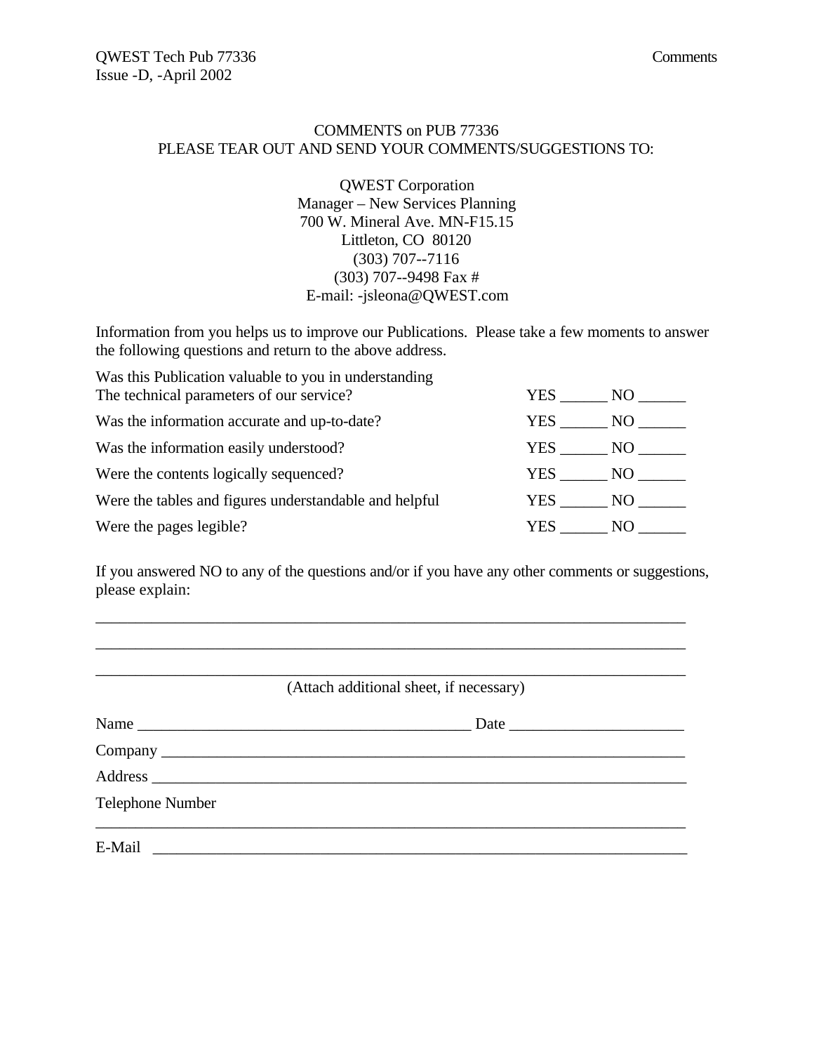COMMENTS on PUB 77336
PLEASE TEAR OUT AND SEND YOUR COMMENTS/SUGGESTIONS TO:

QWEST Corporation
Manager – New Services Planning
700 W. Mineral Ave. MN-F15.15
Littleton, CO 80120
(303) 707--7116
(303) 707--9498 Fax #
E-mail: -jsleona@QWEST.com

Information from you helps us to improve our Publications. Please take a few moments to answer the following questions and return to the above address.

| | |
|---|---|
| Was this Publication valuable to you in understanding The technical parameters of our service? | YES ______ NO ______ |
| Was the information accurate and up-to-date? | YES ______ NO ______ |
| Was the information easily understood? | YES ______ NO ______ |
| Were the contents logically sequenced? | YES ______ NO ______ |
| Were the tables and figures understandable and helpful | YES ______ NO ______ |
| Were the pages legible? | YES ______ NO ______ |

If you answered NO to any of the questions and/or if you have any other comments or suggestions, please explain:

_______________________________________________________________________________

_______________________________________________________________________________

_______________________________________________________________________________

(Attach additional sheet, if necessary)

Name _____________________________________________ Date ______________________

Company _______________________________________________________________________

Address ________________________________________________________________________

Telephone Number

_______________________________________________________________________________

E-Mail ________________________________________________________________________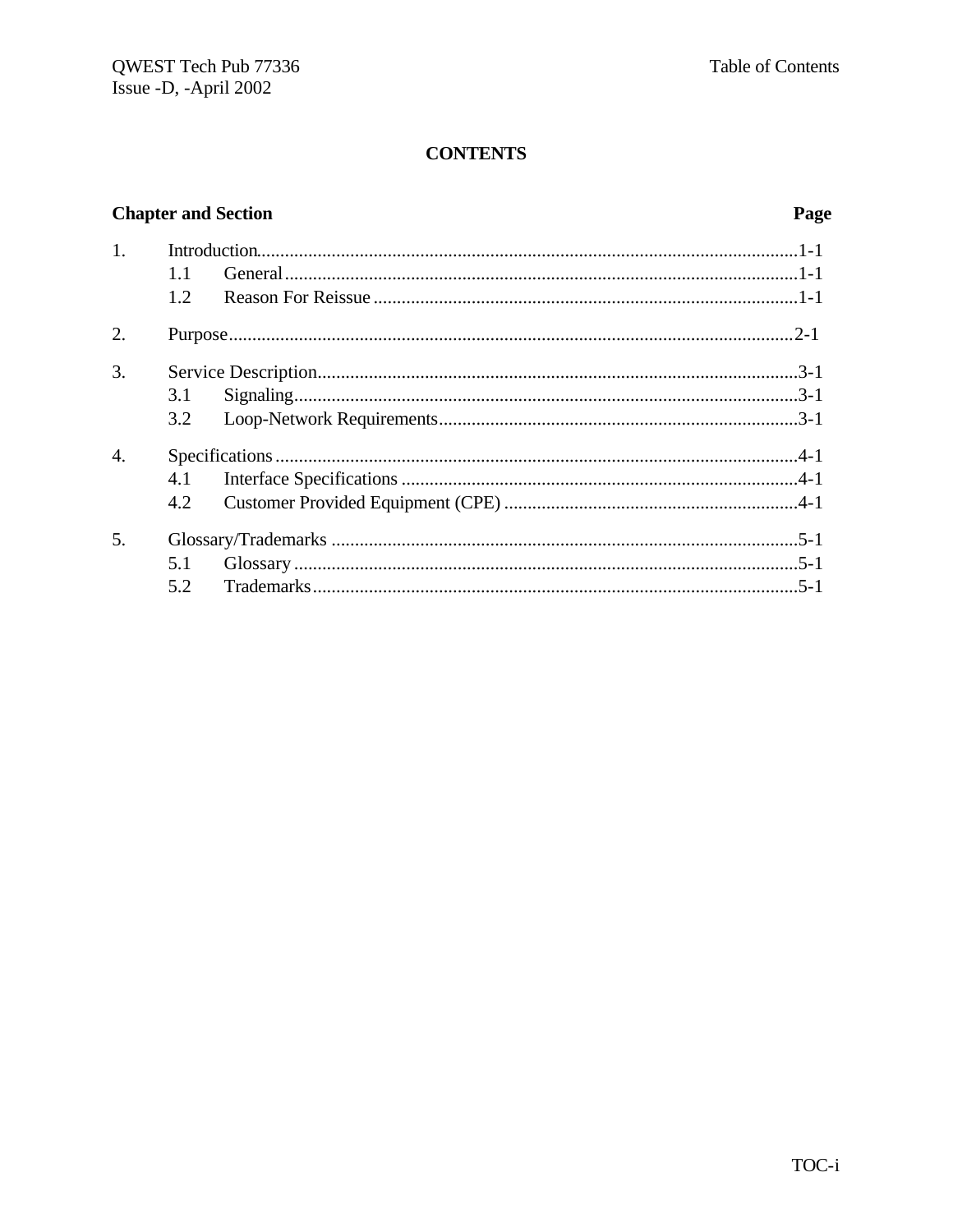# CONTENTS

| Chapter and Section | | | Page |
|---|---|---|---|
| 1. | Introduction | | 1-1 |
| | 1.1 | General | 1-1 |
| | 1.2 | Reason For Reissue | 1-1 |
| 2. | Purpose | | 2-1 |
| 3. | Service Description | | 3-1 |
| | 3.1 | Signaling | 3-1 |
| | 3.2 | Loop-Network Requirements | 3-1 |
| 4. | Specifications | | 4-1 |
| | 4.1 | Interface Specifications | 4-1 |
| | 4.2 | Customer Provided Equipment (CPE) | 4-1 |
| 5. | Glossary/Trademarks | | 5-1 |
| | 5.1 | Glossary | 5-1 |
| | 5.2 | Trademarks | 5-1 |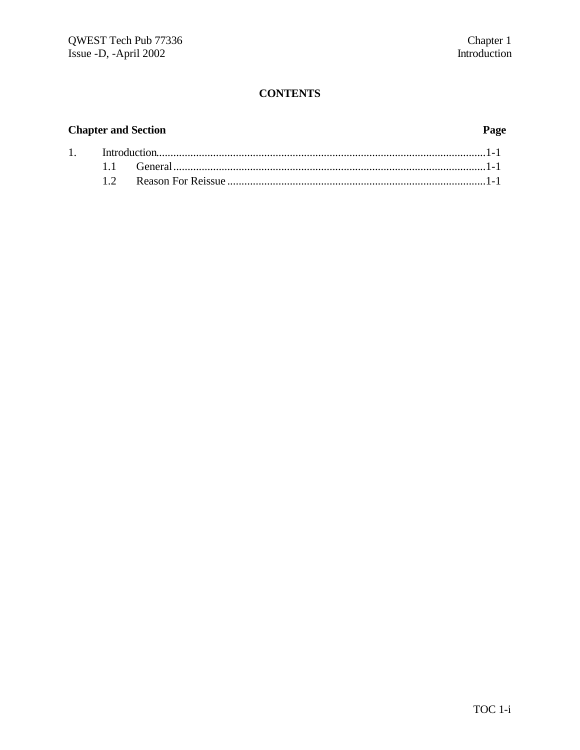# CONTENTS

| Chapter and Section | Page |
|---|---|
| 1. Introduction | 1-1 |
| 1.1 General | 1-1 |
| 1.2 Reason For Reissue | 1-1 |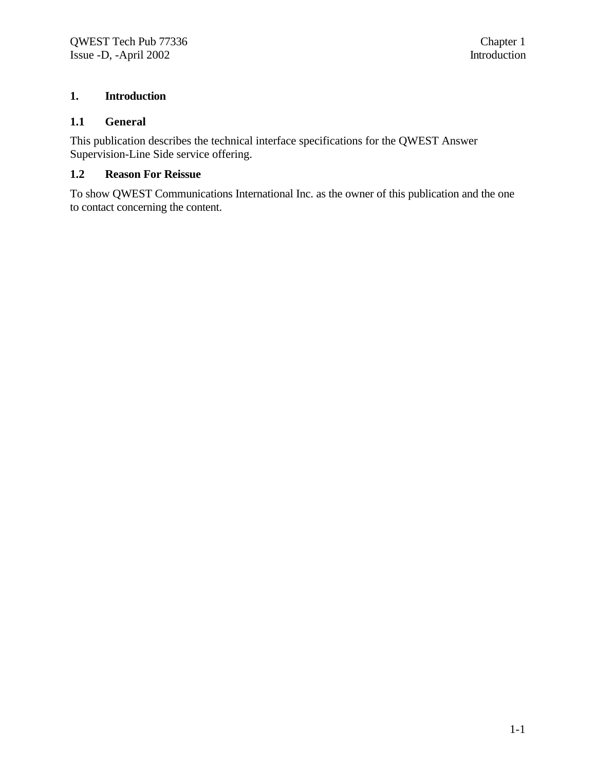# 1. Introduction

## 1.1 General

This publication describes the technical interface specifications for the QWEST Answer Supervision-Line Side service offering.

## 1.2 Reason For Reissue

To show QWEST Communications International Inc. as the owner of this publication and the one to contact concerning the content.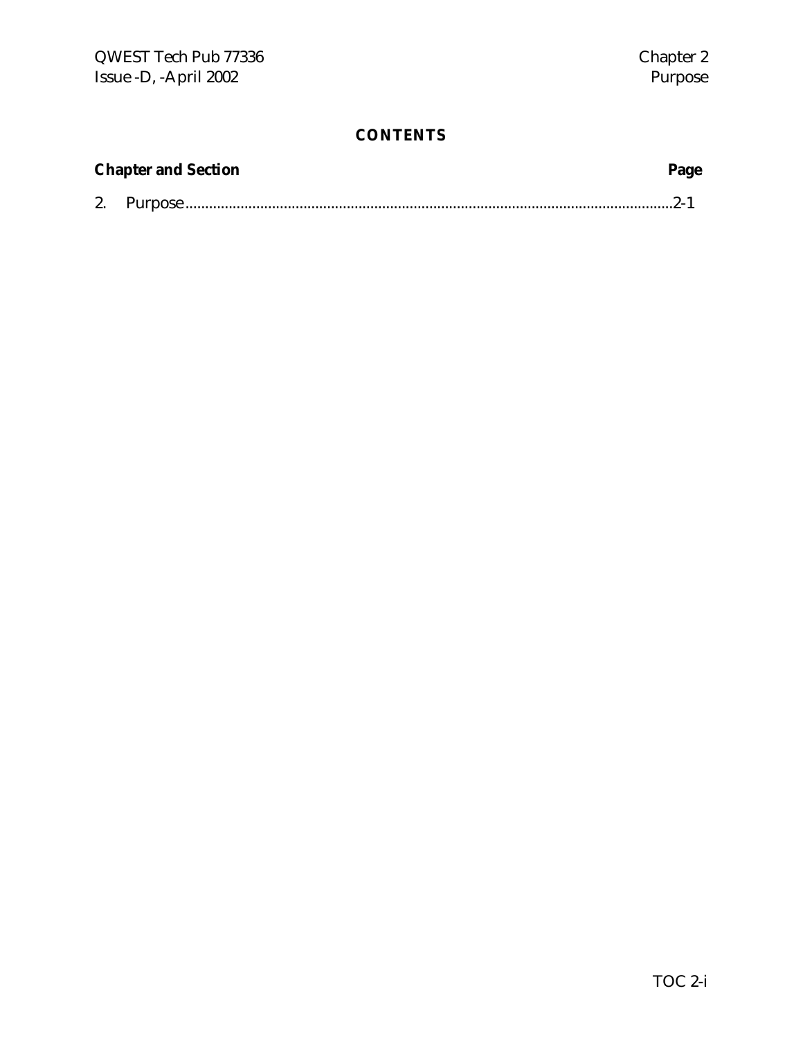# CONTENTS

| Chapter and Section | Page |
|---|---|
| 2. Purpose | 2-1 |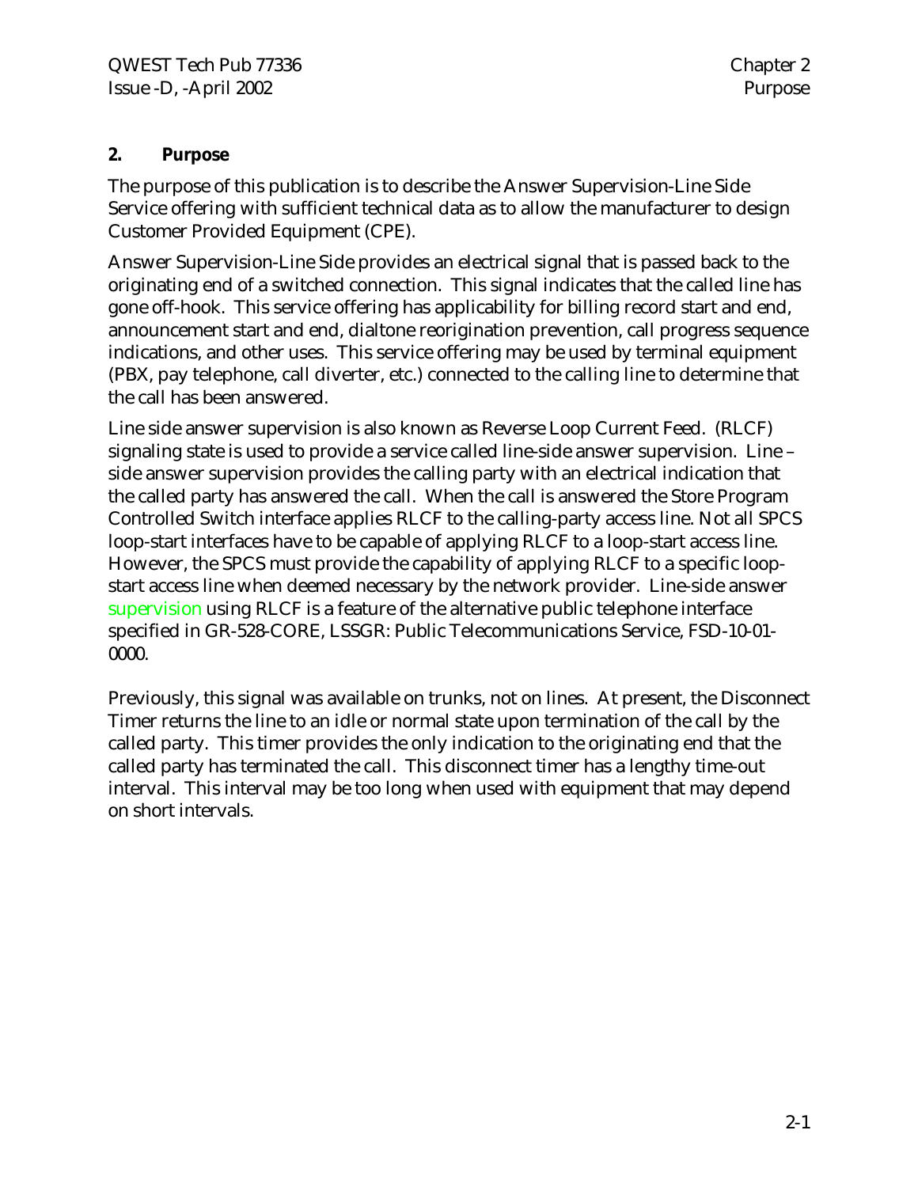## 2. Purpose

The purpose of this publication is to describe the Answer Supervision-Line Side Service offering with sufficient technical data as to allow the manufacturer to design Customer Provided Equipment (CPE).

Answer Supervision-Line Side provides an electrical signal that is passed back to the originating end of a switched connection. This signal indicates that the called line has gone off-hook. This service offering has applicability for billing record start and end, announcement start and end, dialtone reorigination prevention, call progress sequence indications, and other uses. This service offering may be used by terminal equipment (PBX, pay telephone, call diverter, etc.) connected to the calling line to determine that the call has been answered.

Line side answer supervision is also known as Reverse Loop Current Feed. (RLCF) signaling state is used to provide a service called line-side answer supervision. Line – side answer supervision provides the calling party with an electrical indication that the called party has answered the call. When the call is answered the Store Program Controlled Switch interface applies RLCF to the calling-party access line. Not all SPCS loop-start interfaces have to be capable of applying RLCF to a loop-start access line. However, the SPCS must provide the capability of applying RLCF to a specific loop-start access line when deemed necessary by the network provider. Line-side answer supervision using RLCF is a feature of the alternative public telephone interface specified in GR-528-CORE, LSSGR: Public Telecommunications Service, FSD-10-01-0000.

Previously, this signal was available on trunks, not on lines. At present, the Disconnect Timer returns the line to an idle or normal state upon termination of the call by the called party. This timer provides the only indication to the originating end that the called party has terminated the call. This disconnect timer has a lengthy time-out interval. This interval may be too long when used with equipment that may depend on short intervals.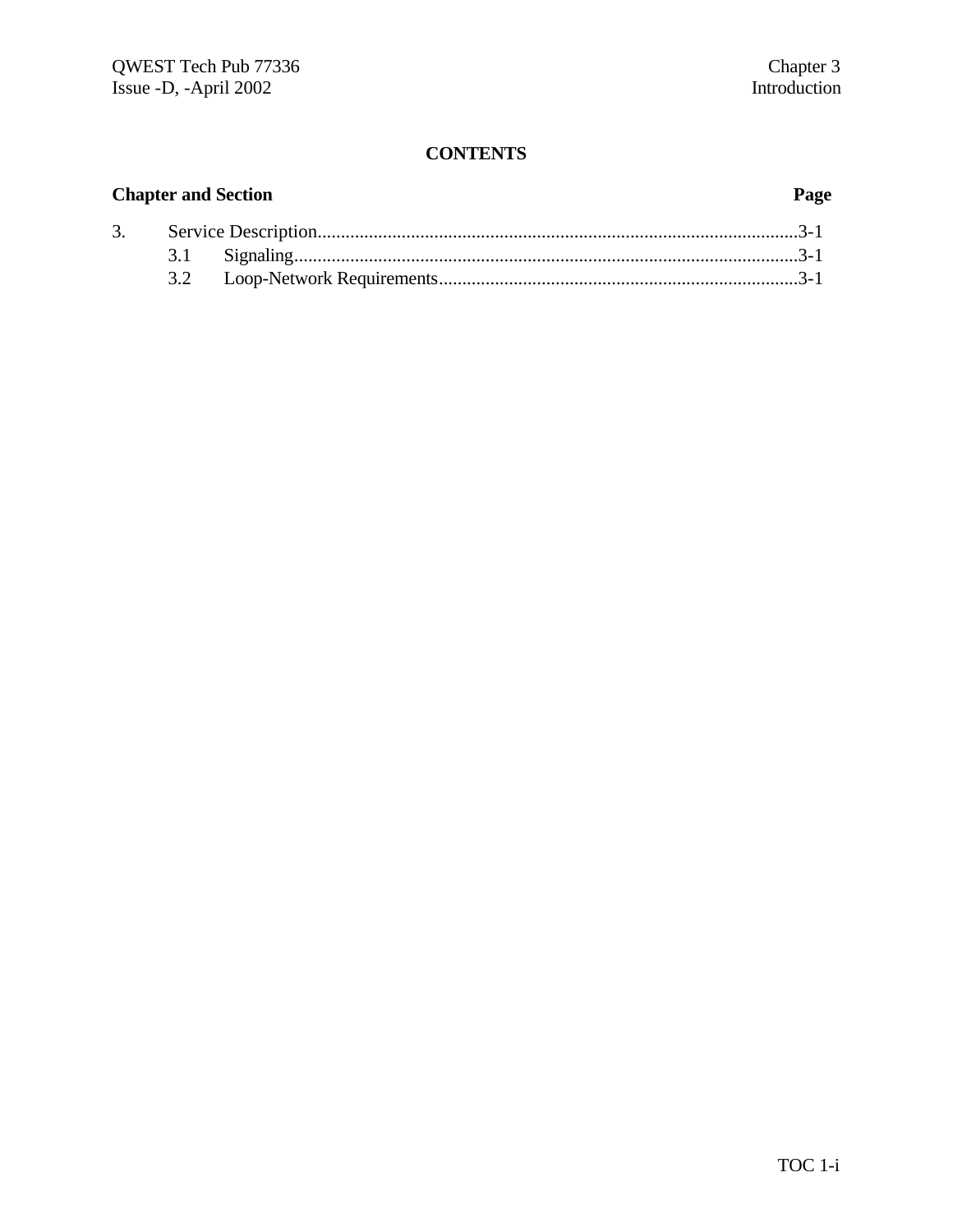# CONTENTS

**Chapter and Section** **Page**

3. Service Description........................................................................................................3-1
   - 3.1 Signaling............................................................................................................3-1
   - 3.2 Loop-Network Requirements.............................................................................3-1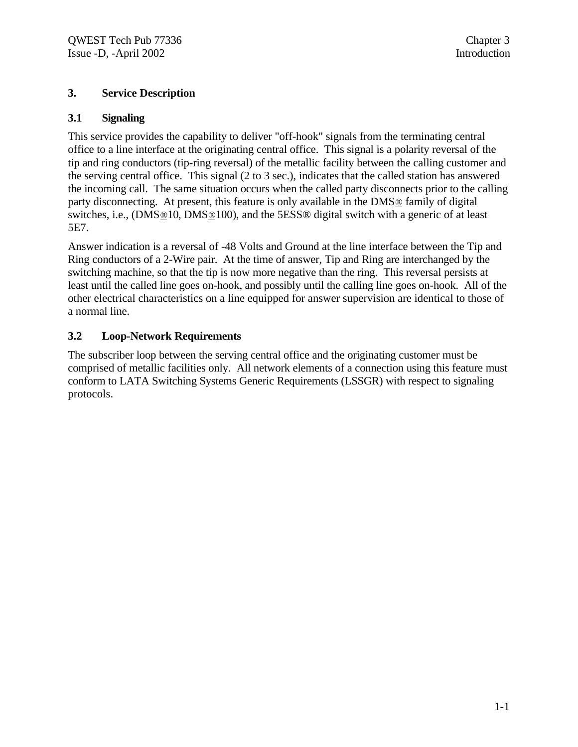## 3. Service Description

### 3.1 Signaling

This service provides the capability to deliver "off-hook" signals from the terminating central office to a line interface at the originating central office. This signal is a polarity reversal of the tip and ring conductors (tip-ring reversal) of the metallic facility between the calling customer and the serving central office. This signal (2 to 3 sec.), indicates that the called station has answered the incoming call. The same situation occurs when the called party disconnects prior to the calling party disconnecting. At present, this feature is only available in the DMS® family of digital switches, i.e., (DMS®10, DMS®100), and the 5ESS® digital switch with a generic of at least 5E7.

Answer indication is a reversal of -48 Volts and Ground at the line interface between the Tip and Ring conductors of a 2-Wire pair. At the time of answer, Tip and Ring are interchanged by the switching machine, so that the tip is now more negative than the ring. This reversal persists at least until the called line goes on-hook, and possibly until the calling line goes on-hook. All of the other electrical characteristics on a line equipped for answer supervision are identical to those of a normal line.

### 3.2 Loop-Network Requirements

The subscriber loop between the serving central office and the originating customer must be comprised of metallic facilities only. All network elements of a connection using this feature must conform to LATA Switching Systems Generic Requirements (LSSGR) with respect to signaling protocols.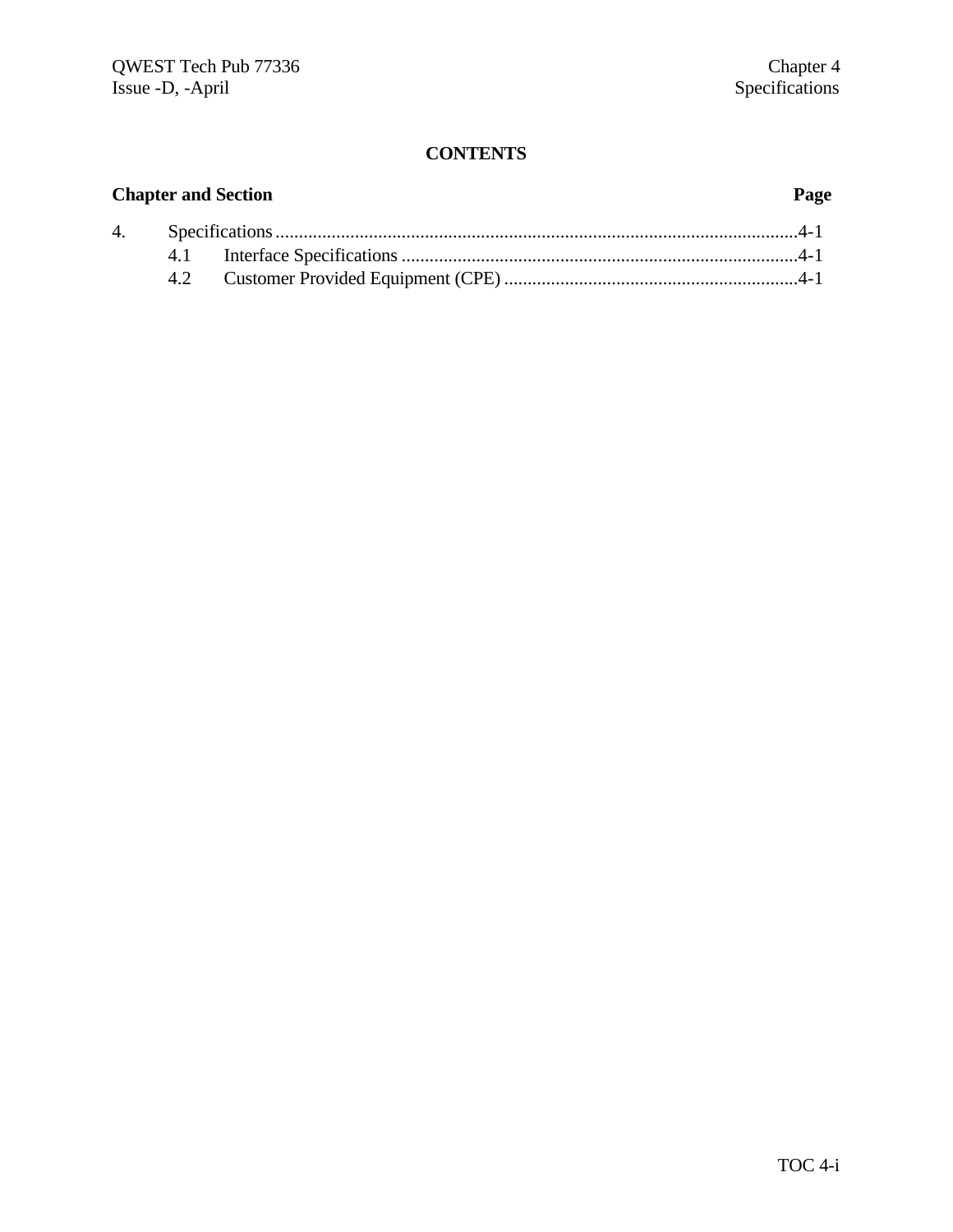## CONTENTS

**Chapter and Section** **Page**

4. Specifications ............................................................................................................4-1
   - 4.1 Interface Specifications ....................................................................................4-1
   - 4.2 Customer Provided Equipment (CPE) ..............................................................4-1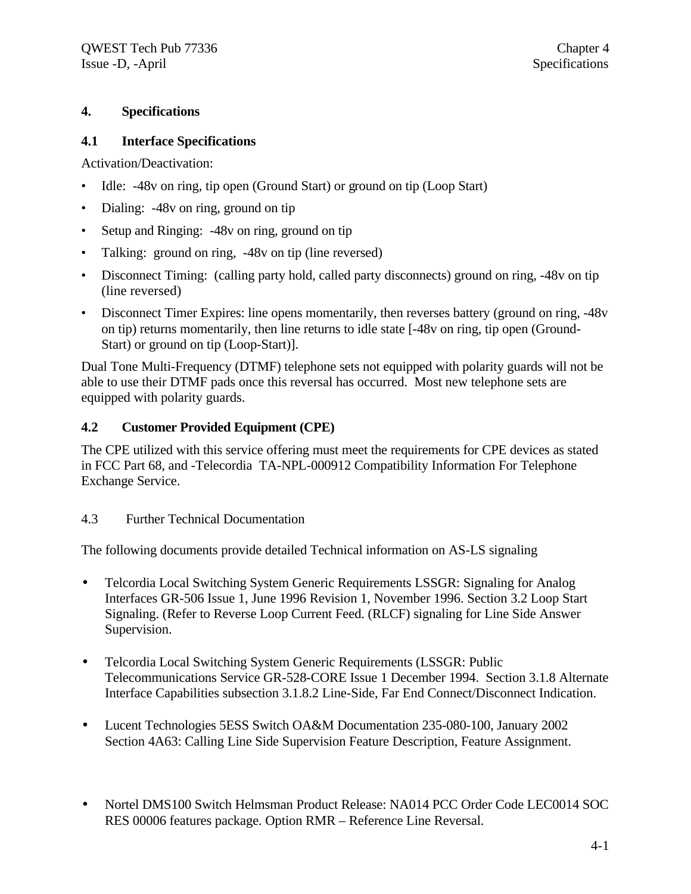# 4. Specifications

## 4.1 Interface Specifications

Activation/Deactivation:

- Idle: -48v on ring, tip open (Ground Start) or ground on tip (Loop Start)
- Dialing: -48v on ring, ground on tip
- Setup and Ringing: -48v on ring, ground on tip
- Talking: ground on ring, -48v on tip (line reversed)
- Disconnect Timing: (calling party hold, called party disconnects) ground on ring, -48v on tip (line reversed)
- Disconnect Timer Expires: line opens momentarily, then reverses battery (ground on ring, -48v on tip) returns momentarily, then line returns to idle state [-48v on ring, tip open (Ground-Start) or ground on tip (Loop-Start)].

Dual Tone Multi-Frequency (DTMF) telephone sets not equipped with polarity guards will not be able to use their DTMF pads once this reversal has occurred. Most new telephone sets are equipped with polarity guards.

## 4.2 Customer Provided Equipment (CPE)

The CPE utilized with this service offering must meet the requirements for CPE devices as stated in FCC Part 68, and -Telecordia TA-NPL-000912 Compatibility Information For Telephone Exchange Service.

## 4.3 Further Technical Documentation

The following documents provide detailed Technical information on AS-LS signaling

- Telcordia Local Switching System Generic Requirements LSSGR: Signaling for Analog Interfaces GR-506 Issue 1, June 1996 Revision 1, November 1996. Section 3.2 Loop Start Signaling. (Refer to Reverse Loop Current Feed. (RLCF) signaling for Line Side Answer Supervision.

- Telcordia Local Switching System Generic Requirements (LSSGR: Public Telecommunications Service GR-528-CORE Issue 1 December 1994. Section 3.1.8 Alternate Interface Capabilities subsection 3.1.8.2 Line-Side, Far End Connect/Disconnect Indication.

- Lucent Technologies 5ESS Switch OA&M Documentation 235-080-100, January 2002 Section 4A63: Calling Line Side Supervision Feature Description, Feature Assignment.

- Nortel DMS100 Switch Helmsman Product Release: NA014 PCC Order Code LEC0014 SOC RES 00006 features package. Option RMR – Reference Line Reversal.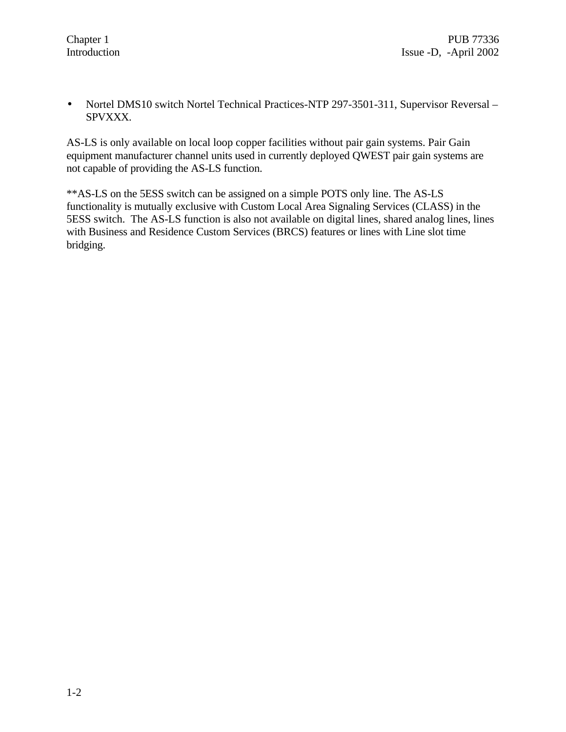- Nortel DMS10 switch Nortel Technical Practices-NTP 297-3501-311, Supervisor Reversal – SPVXXX.

AS-LS is only available on local loop copper facilities without pair gain systems. Pair Gain equipment manufacturer channel units used in currently deployed QWEST pair gain systems are not capable of providing the AS-LS function.

**AS-LS on the 5ESS switch can be assigned on a simple POTS only line. The AS-LS functionality is mutually exclusive with Custom Local Area Signaling Services (CLASS) in the 5ESS switch. The AS-LS function is also not available on digital lines, shared analog lines, lines with Business and Residence Custom Services (BRCS) features or lines with Line slot time bridging.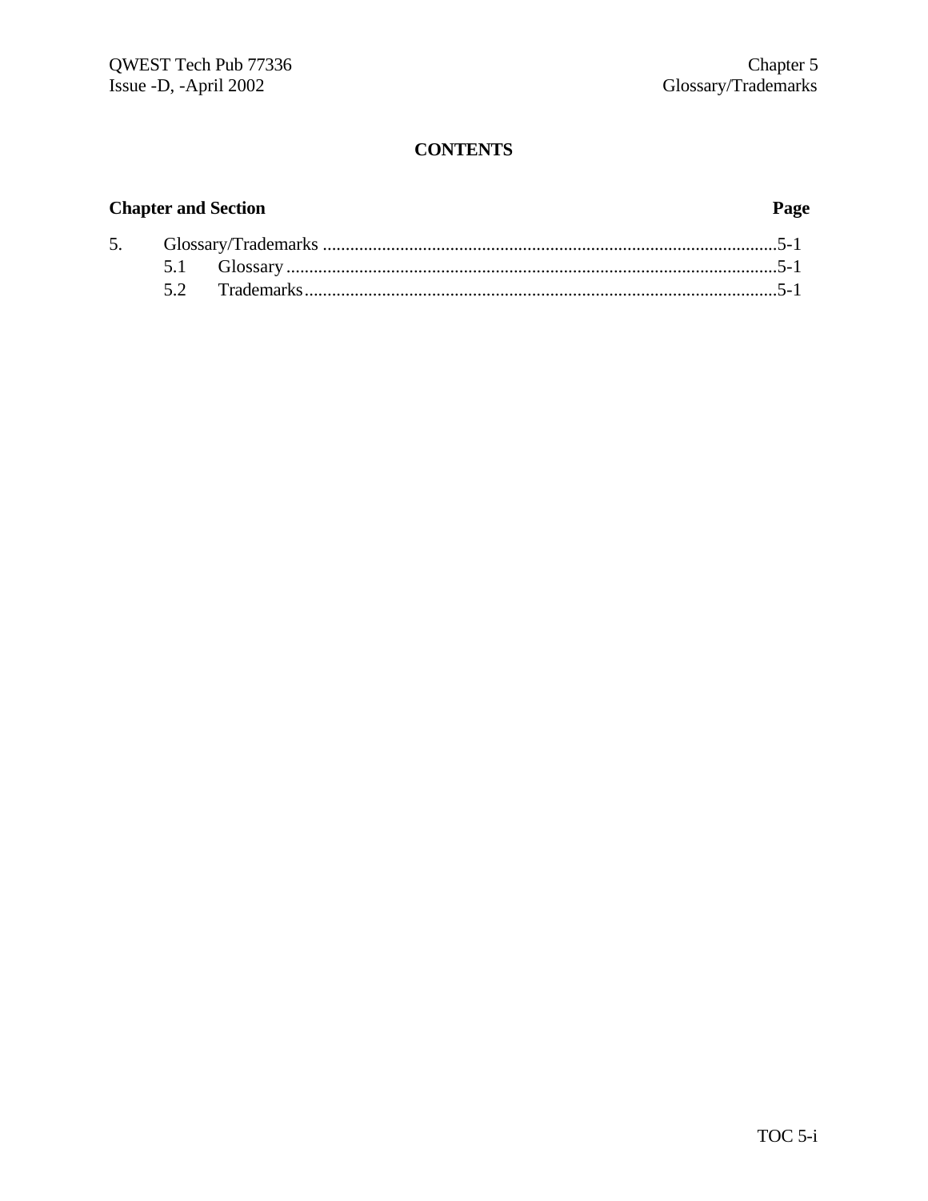# CONTENTS

| Chapter and Section | | Page |
|---|---|---|
| 5. | Glossary/Trademarks | 5-1 |
| | 5.1 Glossary | 5-1 |
| | 5.2 Trademarks | 5-1 |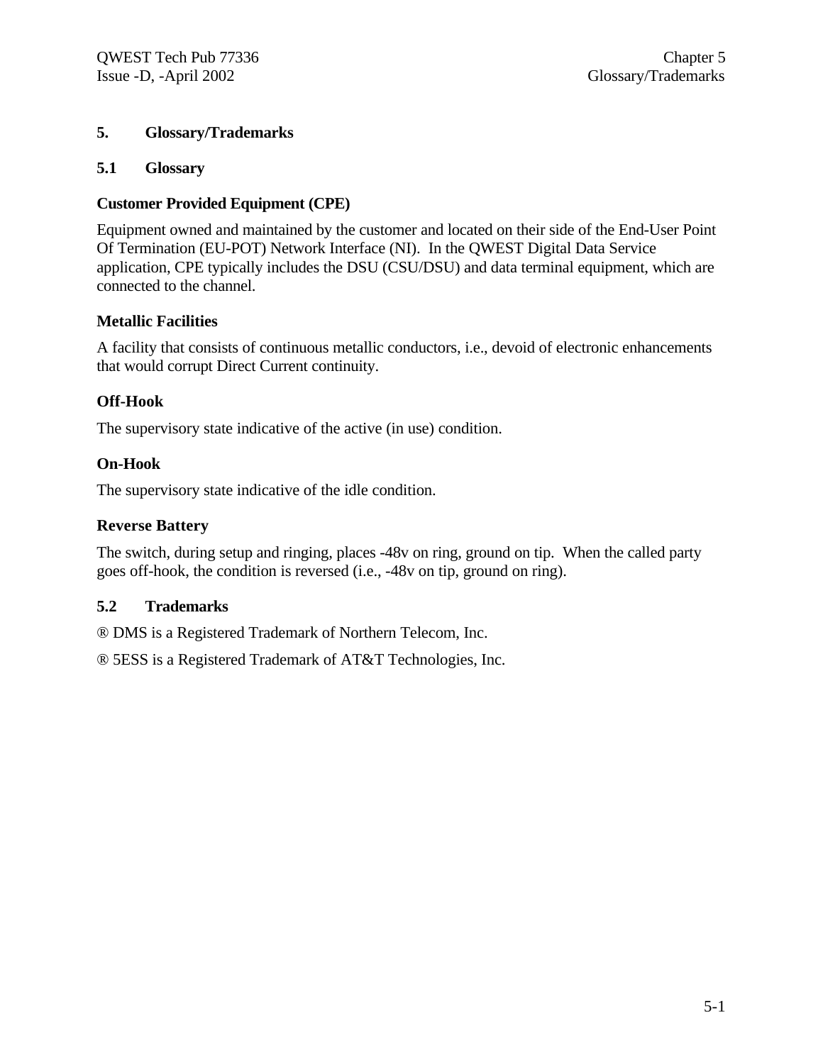# 5. Glossary/Trademarks

## 5.1 Glossary

**Customer Provided Equipment (CPE)**

Equipment owned and maintained by the customer and located on their side of the End-User Point Of Termination (EU-POT) Network Interface (NI). In the QWEST Digital Data Service application, CPE typically includes the DSU (CSU/DSU) and data terminal equipment, which are connected to the channel.

**Metallic Facilities**

A facility that consists of continuous metallic conductors, i.e., devoid of electronic enhancements that would corrupt Direct Current continuity.

**Off-Hook**

The supervisory state indicative of the active (in use) condition.

**On-Hook**

The supervisory state indicative of the idle condition.

**Reverse Battery**

The switch, during setup and ringing, places -48v on ring, ground on tip. When the called party goes off-hook, the condition is reversed (i.e., -48v on tip, ground on ring).

## 5.2 Trademarks

® DMS is a Registered Trademark of Northern Telecom, Inc.

® 5ESS is a Registered Trademark of AT&T Technologies, Inc.